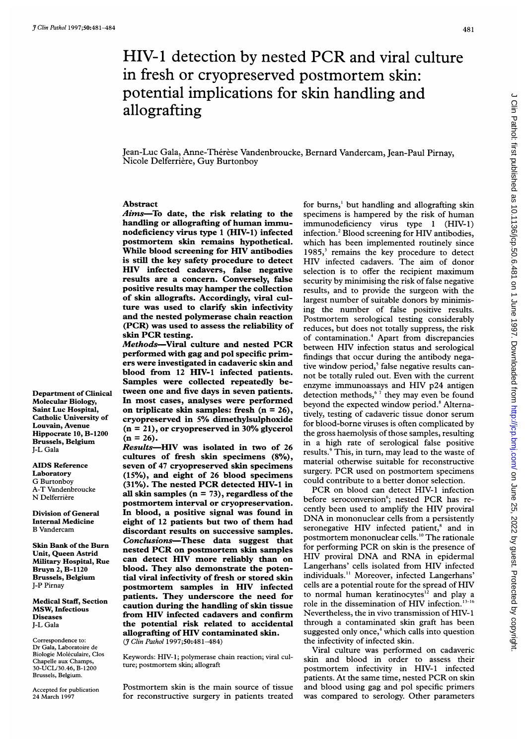# HIV-1 detection by nested PCR and viral culture in fresh or cryopreserved postmortem skin: potential implications for skin handling and allografting

Jean-Luc Gala, Anne-Thérèse Vandenbroucke, Bernard Vandercam, Jean-Paul Pirnay, Nicole Delferrière, Guy Burtonboy

## Abstract

**Aims**—To date, the risk relating to the handling or allografting of human immunodeficiency virus type 1 (HIV-1) infected postmortem skin remains hypothetical. While blood screening for HIV antibodies is still the key safety procedure to detect HIV infected cadavers, false negative results are a concern. Conversely, false positive results may hamper the collection of skin allografts. Accordingly, viral culture was used to clarify skin infectivity and the nested polymerase chain reaction (PCR) was used to assess the reliability of skin PCR testing.

**Methods**—Viral culture and nested PCR performed with gag and pol specific primers were investigated in cadaveric skin and blood from 12 HIV-1 infected patients. Samples were collected repeatedly between one and five days in seven patients. In most cases, analyses were performed on triplicate skin samples: fresh (n = 26), cryopreserved in 5% dimethylsulphoxide (n = 21), or cryopreserved in 30% glycerol (n = 26).

**Results**—HIV was isolated in two of 26 cultures of fresh skin specimens (8%), seven of 47 cryopreserved skin specimens (15%), and eight of 26 blood specimens (31%). The nested PCR detected HIV-1 in all skin samples (n = 73), regardless of the postmortem interval or cryopreservation. In blood, a positive signal was found in eight of 12 patients but two of them had discordant results on successive samples.

**Conclusions**—These data suggest that nested PCR on postmortem skin samples can detect HIV more reliably than on blood. They also demonstrate the potential viral infectivity of fresh or stored skin postmortem samples in HIV infected patients. They underscore the need for caution during the handling of skin tissue from HIV infected cadavers and confirm the potential risk related to accidental allografting of HIV contaminated skin.

(*J Clin Pathol* 1997;50:481–484)

Keywords: HIV-1; polymerase chain reaction; viral culture; postmortem skin; allograft

Department of Clinical Molecular Biology, Saint Luc Hospital, Catholic University of Louvain, Avenue Hippocrate 10, B-1200 Brussels, Belgium
J-L Gala

AIDS Reference Laboratory
G Burtonboy
A-T Vandenbroucke
N Delferrière

Division of General Internal Medicine
B Vandercam

Skin Bank of the Burn Unit, Queen Astrid Military Hospital, Rue Bruyn 2, B-1120 Brussels, Belgium
J-P Pirnay

Medical Staff, Section MSW, Infectious Diseases
J-L Gala

Correspondence to: Dr Gala, Laboratoire de Biologie Moléculaire, Clos Chapelle aux Champs, 30-UCL/30.46, B-1200 Brussels, Belgium.

Accepted for publication 24 March 1997

Postmortem skin is the main source of tissue for reconstructive surgery in patients treated for burns,[1] but handling and allografting skin specimens is hampered by the risk of human immunodeficiency virus type 1 (HIV-1) infection.[2] Blood screening for HIV antibodies, which has been implemented routinely since 1985,[3] remains the key procedure to detect HIV infected cadavers. The aim of donor selection is to offer the recipient maximum security by minimising the risk of false negative results, and to provide the surgeon with the largest number of suitable donors by minimising the number of false positive results. Postmortem serological testing considerably reduces, but does not totally suppress, the risk of contamination.[4] Apart from discrepancies between HIV infection status and serological findings that occur during the antibody negative window period,[5] false negative results cannot be totally ruled out. Even with the current enzyme immunoassays and HIV p24 antigen detection methods,[6,7] they may even be found beyond the expected window period.[8] Alternatively, testing of cadaveric tissue donor serum for blood-borne viruses is often complicated by the gross haemolysis of those samples, resulting in a high rate of serological false positive results.[9] This, in turn, may lead to the waste of material otherwise suitable for reconstructive surgery. PCR used on postmortem specimens could contribute to a better donor selection.

PCR on blood can detect HIV-1 infection before seroconversion[6]; nested PCR has recently been used to amplify the HIV proviral DNA in mononuclear cells from a persistently seronegative HIV infected patient,[8] and in postmortem mononuclear cells.[10] The rationale for performing PCR on skin is the presence of HIV proviral DNA and RNA in epidermal Langerhans' cells isolated from HIV infected individuals.[11] Moreover, infected Langerhans' cells are a potential route for the spread of HIV to normal human keratinocytes[12] and play a role in the dissemination of HIV infection.[13–16] Nevertheless, the in vivo transmission of HIV-1 through a contaminated skin graft has been suggested only once,[4] which calls into question the infectivity of infected skin.

Viral culture was performed on cadaveric skin and blood in order to assess their postmortem infectivity in HIV-1 infected patients. At the same time, nested PCR on skin and blood using gag and pol specific primers was compared to serology. Other parameters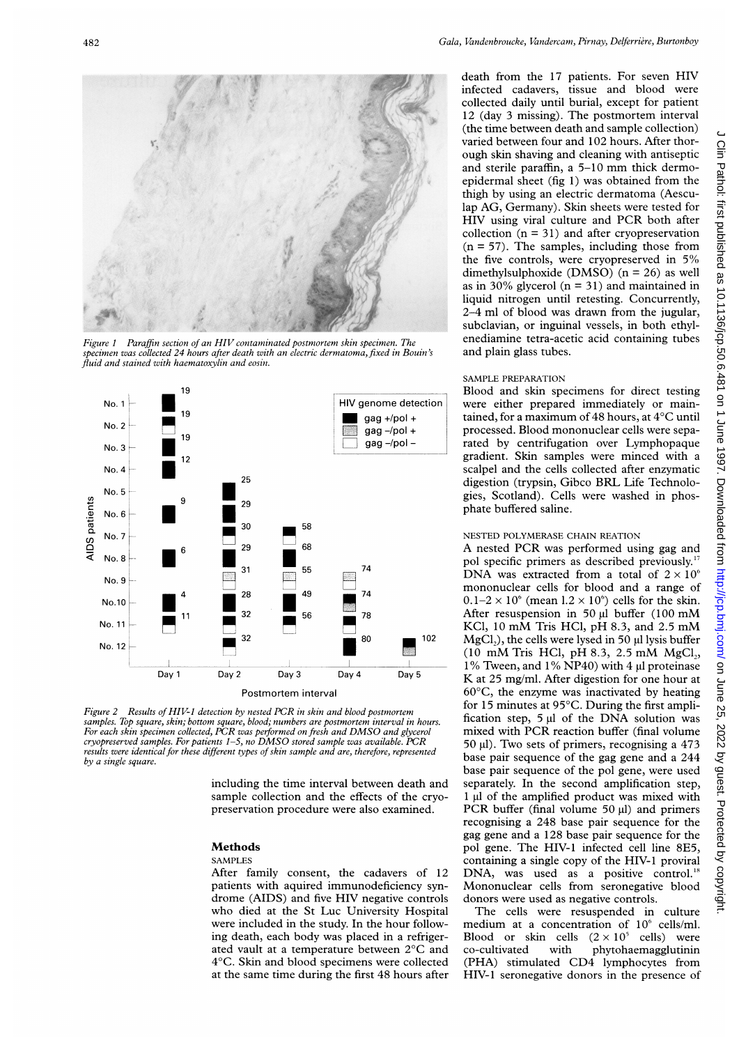Figure 1 Paraffin section of an HIV contaminated postmortem skin specimen. The specimen was collected 24 hours after death with an electric dermatoma, fixed in Bouin's fluid and stained with haematoxylin and eosin.

Figure 2 Results of HIV-1 detection by nested PCR in skin and blood postmortem samples. Top square, skin; bottom square, blood; numbers are postmortem interval in hours. For each skin specimen collected, PCR was performed on fresh and DMSO and glycerol cryopreserved samples. For patients 1–5, no DMSO stored sample was available. PCR results were identical for these different types of skin sample and are, therefore, represented by a single square.

including the time interval between death and sample collection and the effects of the cryopreservation procedure were also examined.

## Methods

### SAMPLES

After family consent, the cadavers of 12 patients with aquired immunodeficiency syndrome (AIDS) and five HIV negative controls who died at the St Luc University Hospital were included in the study. In the hour following death, each body was placed in a refrigerated vault at a temperature between 2°C and 4°C. Skin and blood specimens were collected at the same time during the first 48 hours after death from the 17 patients. For seven HIV infected cadavers, tissue and blood were collected daily until burial, except for patient 12 (day 3 missing). The postmortem interval (the time between death and sample collection) varied between four and 102 hours. After thorough skin shaving and cleaning with antiseptic and sterile paraffin, a 5–10 mm thick dermo-epidermal sheet (fig 1) was obtained from the thigh by using an electric dermatoma (Aesculap AG, Germany). Skin sheets were tested for HIV using viral culture and PCR both after collection (n = 31) and after cryopreservation (n = 57). The samples, including those from the five controls, were cryopreserved in 5% dimethylsulphoxide (DMSO) (n = 26) as well as in 30% glycerol (n = 31) and maintained in liquid nitrogen until retesting. Concurrently, 2–4 ml of blood was drawn from the jugular, subclavian, or inguinal vessels, in both ethylenediamine tetra-acetic acid containing tubes and plain glass tubes.

### SAMPLE PREPARATION

Blood and skin specimens for direct testing were either prepared immediately or maintained, for a maximum of 48 hours, at 4°C until processed. Blood mononuclear cells were separated by centrifugation over Lymphopaque gradient. Skin samples were minced with a scalpel and the cells collected after enzymatic digestion (trypsin, Gibco BRL Life Technologies, Scotland). Cells were washed in phosphate buffered saline.

### NESTED POLYMERASE CHAIN REACTION

A nested PCR was performed using gag and pol specific primers as described previously.[17] DNA was extracted from a total of $2 \times 10^6$ mononuclear cells for blood and a range of $0.1–2 \times 10^6$ (mean $1.2 \times 10^6$) cells for the skin. After resuspension in 50 µl buffer (100 mM KCl, 10 mM Tris HCl, pH 8.3, and 2.5 mM $MgCl_2$), the cells were lysed in 50 µl lysis buffer (10 mM Tris HCl, pH 8.3, 2.5 mM $MgCl_2$, 1% Tween, and 1% NP40) with 4 µl proteinase K at 25 mg/ml. After digestion for one hour at 60°C, the enzyme was inactivated by heating for 15 minutes at 95°C. During the first amplification step, 5 µl of the DNA solution was mixed with PCR reaction buffer (final volume 50 µl). Two sets of primers, recognising a 473 base pair sequence of the gag gene and a 244 base pair sequence of the pol gene, were used separately. In the second amplification step, 1 µl of the amplified product was mixed with PCR buffer (final volume 50 µl) and primers recognising a 248 base pair sequence for the gag gene and a 128 base pair sequence for the pol gene. The HIV-1 infected cell line 8E5, containing a single copy of the HIV-1 proviral DNA, was used as a positive control.[18] Mononuclear cells from seronegative blood donors were used as negative controls.

The cells were resuspended in culture medium at a concentration of $10^6$ cells/ml. Blood or skin cells ($2 \times 10^5$ cells) were co-cultivated with phytohaemagglutinin (PHA) stimulated CD4 lymphocytes from HIV-1 seronegative donors in the presence of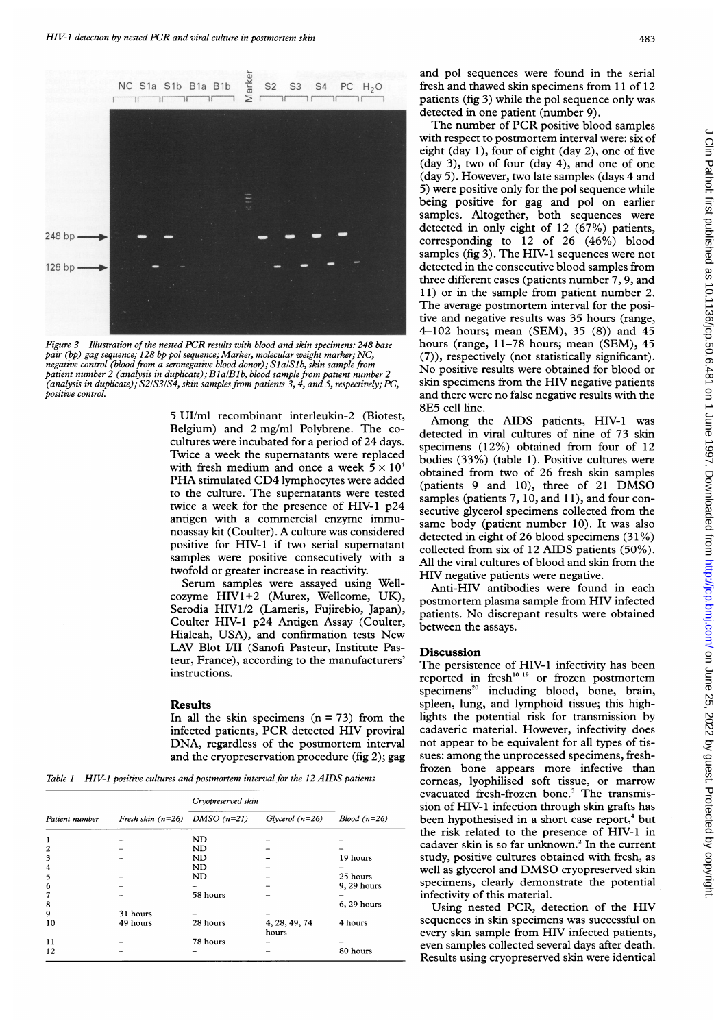*Figure 3 Illustration of the nested PCR results with blood and skin specimens: 248 base pair (bp) gag sequence; 128 bp pol sequence; Marker, molecular weight marker; NC, negative control (blood from a seronegative blood donor); S1a/S1b, skin sample from patient number 2 (analysis in duplicate); B1a/B1b, blood sample from patient number 2 (analysis in duplicate); S2/S3/S4, skin samples from patients 3, 4, and 5, respectively; PC, positive control.*

5 UI/ml recombinant interleukin-2 (Biotest, Belgium) and 2 mg/ml Polybrene. The co-cultures were incubated for a period of 24 days. Twice a week the supernatants were replaced with fresh medium and once a week $5 \times 10^4$ PHA stimulated CD4 lymphocytes were added to the culture. The supernatants were tested twice a week for the presence of HIV-1 p24 antigen with a commercial enzyme immunoassay kit (Coulter). A culture was considered positive for HIV-1 if two serial supernatant samples were positive consecutively with a twofold or greater increase in reactivity.

Serum samples were assayed using Wellcozyme HIV1+2 (Murex, Wellcome, UK), Serodia HIV1/2 (Lameris, Fujirebio, Japan), Coulter HIV-1 p24 Antigen Assay (Coulter, Hialeah, USA), and confirmation tests New LAV Blot I/II (Sanofi Pasteur, Institute Pasteur, France), according to the manufacturers' instructions.

## Results

In all the skin specimens (n = 73) from the infected patients, PCR detected HIV proviral DNA, regardless of the postmortem interval and the cryopreservation procedure (fig 2); gag and pol sequences were found in the serial fresh and thawed skin specimens from 11 of 12 patients (fig 3) while the pol sequence only was detected in one patient (number 9).

*Table 1 HIV-1 positive cultures and postmortem interval for the 12 AIDS patients*

| Patient number | Fresh skin (n=26) | Cryopreserved skin | | Blood (n=26) |
|---|---|---|---|---|
| | | DMSO (n=21) | Glycerol (n=26) | |
| 1 | – | ND | – | – |
| 2 | – | ND | – | – |
| 3 | – | ND | – | 19 hours |
| 4 | – | ND | – | – |
| 5 | – | ND | – | 25 hours |
| 6 | – | – | – | 9, 29 hours |
| 7 | – | 58 hours | – | – |
| 8 | – | – | – | 6, 29 hours |
| 9 | 31 hours | – | – | – |
| 10 | 49 hours | 28 hours | 4, 28, 49, 74 hours | 4 hours |
| 11 | – | 78 hours | – | – |
| 12 | – | – | – | 80 hours |

The number of PCR positive blood samples with respect to postmortem interval were: six of eight (day 1), four of eight (day 2), one of five (day 3), two of four (day 4), and one of one (day 5). However, two late samples (days 4 and 5) were positive only for the pol sequence while being positive for gag and pol on earlier samples. Altogether, both sequences were detected in only eight of 12 (67%) patients, corresponding to 12 of 26 (46%) blood samples (fig 3). The HIV-1 sequences were not detected in the consecutive blood samples from three different cases (patients number 7, 9, and 11) or in the sample from patient number 2. The average postmortem interval for the positive and negative results was 35 hours (range, 4–102 hours; mean (SEM), 35 (8)) and 45 hours (range, 11–78 hours; mean (SEM), 45 (7)), respectively (not statistically significant). No positive results were obtained for blood or skin specimens from the HIV negative patients and there were no false negative results with the 8E5 cell line.

Among the AIDS patients, HIV-1 was detected in viral cultures of nine of 73 skin specimens (12%) obtained from four of 12 bodies (33%) (table 1). Positive cultures were obtained from two of 26 fresh skin samples (patients 9 and 10), three of 21 DMSO samples (patients 7, 10, and 11), and four consecutive glycerol specimens collected from the same body (patient number 10). It was also detected in eight of 26 blood specimens (31%) collected from six of 12 AIDS patients (50%). All the viral cultures of blood and skin from the HIV negative patients were negative.

Anti-HIV antibodies were found in each postmortem plasma sample from HIV infected patients. No discrepant results were obtained between the assays.

## Discussion

The persistence of HIV-1 infectivity has been reported in fresh[10 19] or frozen postmortem specimens[20] including blood, bone, brain, spleen, lung, and lymphoid tissue; this highlights the potential risk for transmission by cadaveric material. However, infectivity does not appear to be equivalent for all types of tissues: among the unprocessed specimens, fresh-frozen bone appears more infective than corneas, lyophilised soft tissue, or marrow evacuated fresh-frozen bone.[5] The transmission of HIV-1 infection through skin grafts has been hypothesised in a short case report,[4] but the risk related to the presence of HIV-1 in cadaver skin is so far unknown.[2] In the current study, positive cultures obtained with fresh, as well as glycerol and DMSO cryopreserved skin specimens, clearly demonstrate the potential infectivity of this material.

Using nested PCR, detection of the HIV sequences in skin specimens was successful on every skin sample from HIV infected patients, even samples collected several days after death. Results using cryopreserved skin were identical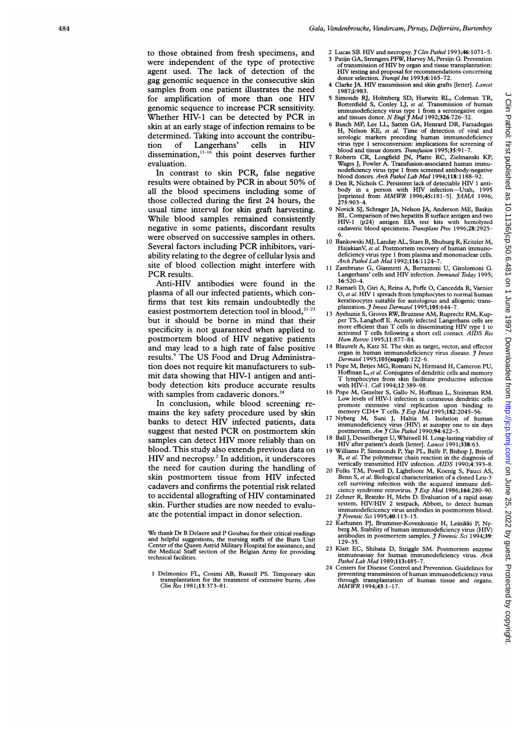to those obtained from fresh specimens, and were independent of the type of protective agent used. The lack of detection of the gag genomic sequence in the consecutive skin samples from one patient illustrates the need for amplification of more than one HIV genomic sequence to increase PCR sensitivity. Whether HIV-1 can be detected by PCR in skin at an early stage of infection remains to be determined. Taking into account the contribution of Langerhans' cells in HIV dissemination,[11–16] this point deserves further evaluation.

In contrast to skin PCR, false negative results were obtained by PCR in about 50% of all the blood specimens including some of those collected during the first 24 hours, the usual time interval for skin graft harvesting. While blood samples remained consistently negative in some patients, discordant results were observed on successive samples in others. Several factors including PCR inhibitors, variability relating to the degree of cellular lysis and site of blood collection might interfere with PCR results.

Anti-HIV antibodies were found in the plasma of all our infected patients, which confirms that test kits remain undoubtedly the easiest postmortem detection tool in blood,[21–23] but it should be borne in mind that their specificity is not guaranteed when applied to postmortem blood of HIV negative patients and may lead to a high rate of false positive results.[9] The US Food and Drug Administration does not require kit manufacturers to submit data showing that HIV-1 antigen and antibody detection kits produce accurate results with samples from cadaveric donors.[24]

In conclusion, while blood screening remains the key safety procedure used by skin banks to detect HIV infected patients, data suggest that nested PCR on postmortem skin samples can detect HIV more reliably than on blood. This study also extends previous data on HIV and necropsy.[2] In addition, it underscores the need for caution during the handling of skin postmortem tissue from HIV infected cadavers and confirms the potential risk related to accidental allografting of HIV contaminated skin. Further studies are now needed to evaluate the potential impact in donor selection.

We thank Dr B Delaere and P Goubau for their critical readings and helpful suggestions, the nursing staffs of the Burn Unit Center of the Queen Astrid Military Hospital for assistance, and the Medical Staff section of the Belgian Army for providing technical facilities.

1 Delmonico FL, Cosimi AB, Russell PS. Temporary skin transplantation for the treatment of extensive burns. *Ann Clin Res* 1981;**13**:373–81.
2 Lucas SB. HIV and necropsy. *J Clin Pathol* 1993;**46**:1071–5.
3 Patijn GA, Strengers PFW, Harvey M, Persijn G. Prevention of transmission of HIV by organ and tissue transplantation: HIV testing and proposal for recommendations concerning donor selection. *Transpl Int* 1993;**6**:165–72.
4 Clarke JA. HIV transmission and skin grafts [letter]. *Lancet* 1987;**i**:983.
5 Simonds RJ, Holmberg SD, Hurwitz RL, Coleman TR, Bottenfield S, Conley LJ, *et al*. Transmission of human immunodeficiency virus type 1 from a seronegative organ and tissues donor. *N Engl J Med* 1992;**326**:726–32.
6 Busch MP, Lee LL, Satten GA, Henrard DR, Farzadegan H, Nelson KE, *et al*. Time of detection of viral and serologic markers preceding human immunodeficiency virus type 1 seroconversion: implications for screening of blood and tissue donors. *Transfusion* 1995;**35**:91–7.
7 Roberts CR, Longfield JN, Platte RC, Zielmanski KP, Wages J, Fowler A. Transfusion-associated human immunodeficiency virus type 1 from screened antibody-negative blood donors. *Arch Pathol Lab Med* 1994;**118**:1188–92.
8 Den R, Nichols C. Persistent lack of detectable HIV 1 antibody in a person with HIV infection—Utah, 1995 [reprinted from *MMWR* 1996;**45**:181–5]. *JAMA* 1996; **275**:903–4.
9 Novick SJ, Schrager JA, Nelson JA, Anderson ME, Baskin BL. Comparison of two hepatitis B surface antigen and two HIV-1 (p24) antigen EIA test kits with hemolyzed cadaveric blood specimens. *Transplant Proc* 1996;**28**:2925–6.
10 Bankowski MJ, Landay AL, Staes B, Shuburg R, Kritzler M, HajakianV, *et al*. Postmortem recovery of human immunodeficiency virus type 1 from plasma and mononuclear cells. *Arch Pathol Lab Med* 1992;**116**:1124–7.
11 Zambruno G, Giannetti A, Bertazzoni U, Girolomoni G. Langerhans' cells and HIV infection. *Immunol Today* 1995; **16**:520–4.
12 Ramarli D, Giri A, Reina A, Poffe O, Cancedda R, Varnier O, *et al*. HIV 1 spreads from lymphocytes to normal human keratinocytes suitable for autologous and allogenic transplantation. *J Invest Dermatol* 1995;**105**:644–7.
13 Ayehunie S, Groves RW, Bruzzese AM, Ruprecht RM, Kupper TS, Langhoff E. Acutely infected Langerhans cells are more efficient than T cells in disseminating HIV type 1 to activated T cells following a short cell contact. *AIDS Res Hum Retrov* 1995;**11**:877–84.
14 Blauvelt A, Katz SI. The skin as target, vector, and effector organ in human immunodeficiency virus disease. *J Invest Dermatol* 1995;**105(suppl)**:122–6.
15 Pope M, Betjes MG, Romani N, Hirmand H, Cameron PU, Hoffman L, *et al*. Conjugates of dendritic cells and memory T lymphocytes from skin facilitate productive infection with HIV-1. *Cell* 1994;**12**:389–98.
16 Pope M, Gezelter S, Gallo N, Hoffman L, Steinman RM. Low levels of HIV-1 infection in cutaneous dendritic cells promote extensive viral replication upon binding to memory CD4+ T cells. *J Exp Med* 1995;**182**:2045–56.
17 Nyberg M, Suni J, Haltia M. Isolation of human immunodeficiency virus (HIV) at autopsy one to six days postmortem. *Am J Clin Pathol* 1990;**94**:422–5.
18 Ball J, Desselberger U, Whitwell H. Long-lasting viability of HIV after patient's death [letter]. *Lancet* 1991;**338**:63.
19 Williams P, Simmonds P, Yap PL, Balfe P, Bishop J, Brettle R, *et al*. The polymerase chain reaction in the diagnosis of vertically transmitted HIV infection. *AIDS* 1990;**4**:393–8.
20 Folks TM, Powell D, Lightfoote M, Koenig S, Fauci AS, Benn S, *et al*. Biological characterization of a cloned Leu-3⁻ cell surviving infection with the acquired immune deficiency syndrome retrovirus. *J Exp Med* 1986;**164**:280–90.
21 Zehner R, Bratzke H, Mebs D. Evaluation of a rapid assay system, HIV/HIV 2 testpack, Abbott, to detect human immunodeficiency virus antibodies in postmortem blood. *J Forensic Sci* 1995;**40**:113–15.
22 Karhunen PJ, Brummer-Kovenkontio H, Leinikki P, Nyberg M. Stability of human immunodeficiency virus (HIV) antibodies in postmortem samples. *J Forensic Sci* 1994;**39**: 129–35.
23 Klatt EC, Shibata D, Striggle SM. Postmortem enzyme immunoassay for human immunodeficiency virus. *Arch Pathol Lab Med* 1989;**113**:485–7.
24 Centers for Disease Control and Prevention. Guidelines for preventing transmission of human immunodeficiency virus through transplantation of human tissue and organs. *MMWR* 1994;**43**:1–17.